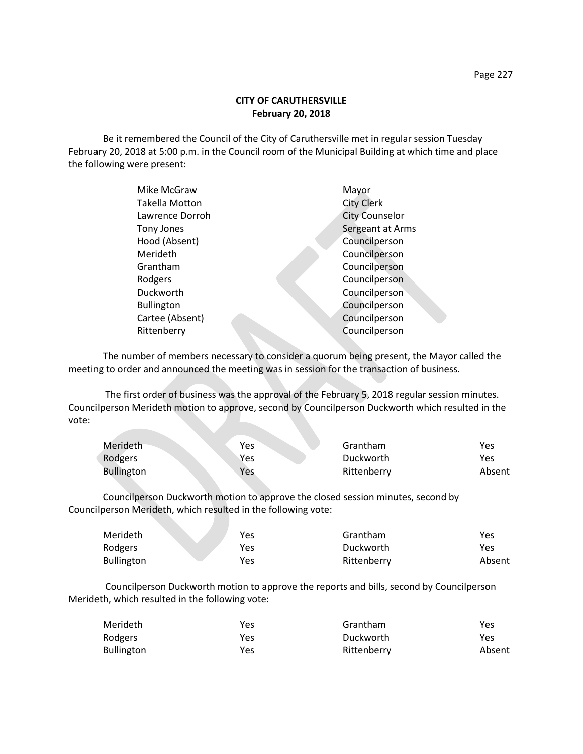**CITY OF CARUTHERSVILLE**
**February 20, 2018**

Be it remembered the Council of the City of Caruthersville met in regular session Tuesday February 20, 2018 at 5:00 p.m. in the Council room of the Municipal Building at which time and place the following were present:

| | |
|---|---|
| Mike McGraw | Mayor |
| Takella Motton | City Clerk |
| Lawrence Dorroh | City Counselor |
| Tony Jones | Sergeant at Arms |
| Hood (Absent) | Councilperson |
| Merideth | Councilperson |
| Grantham | Councilperson |
| Rodgers | Councilperson |
| Duckworth | Councilperson |
| Bullington | Councilperson |
| Cartee (Absent) | Councilperson |
| Rittenberry | Councilperson |

The number of members necessary to consider a quorum being present, the Mayor called the meeting to order and announced the meeting was in session for the transaction of business.

The first order of business was the approval of the February 5, 2018 regular session minutes. Councilperson Merideth motion to approve, second by Councilperson Duckworth which resulted in the vote:

| | | | |
|---|---|---|---|
| Merideth | Yes | Grantham | Yes |
| Rodgers | Yes | Duckworth | Yes |
| Bullington | Yes | Rittenberry | Absent |

Councilperson Duckworth motion to approve the closed session minutes, second by Councilperson Merideth, which resulted in the following vote:

| | | | |
|---|---|---|---|
| Merideth | Yes | Grantham | Yes |
| Rodgers | Yes | Duckworth | Yes |
| Bullington | Yes | Rittenberry | Absent |

Councilperson Duckworth motion to approve the reports and bills, second by Councilperson Merideth, which resulted in the following vote:

| | | | |
|---|---|---|---|
| Merideth | Yes | Grantham | Yes |
| Rodgers | Yes | Duckworth | Yes |
| Bullington | Yes | Rittenberry | Absent |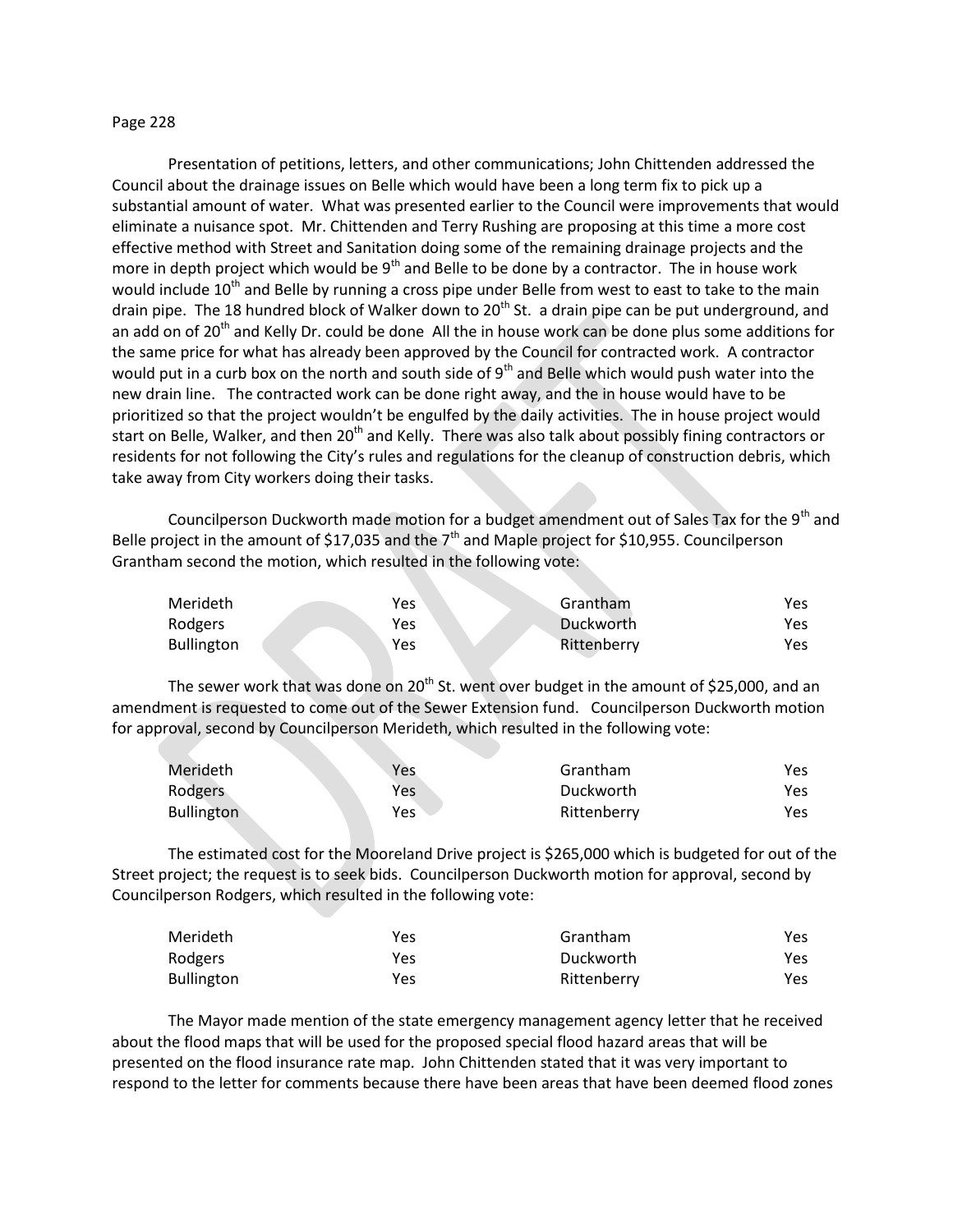Presentation of petitions, letters, and other communications; John Chittenden addressed the Council about the drainage issues on Belle which would have been a long term fix to pick up a substantial amount of water. What was presented earlier to the Council were improvements that would eliminate a nuisance spot. Mr. Chittenden and Terry Rushing are proposing at this time a more cost effective method with Street and Sanitation doing some of the remaining drainage projects and the more in depth project which would be 9th and Belle to be done by a contractor. The in house work would include 10th and Belle by running a cross pipe under Belle from west to east to take to the main drain pipe. The 18 hundred block of Walker down to 20th St. a drain pipe can be put underground, and an add on of 20th and Kelly Dr. could be done All the in house work can be done plus some additions for the same price for what has already been approved by the Council for contracted work. A contractor would put in a curb box on the north and south side of 9th and Belle which would push water into the new drain line. The contracted work can be done right away, and the in house would have to be prioritized so that the project wouldn't be engulfed by the daily activities. The in house project would start on Belle, Walker, and then 20th and Kelly. There was also talk about possibly fining contractors or residents for not following the City's rules and regulations for the cleanup of construction debris, which take away from City workers doing their tasks.

Councilperson Duckworth made motion for a budget amendment out of Sales Tax for the 9th and Belle project in the amount of $17,035 and the 7th and Maple project for $10,955. Councilperson Grantham second the motion, which resulted in the following vote:

| | | | |
|---|---|---|---|
| Merideth | Yes | Grantham | Yes |
| Rodgers | Yes | Duckworth | Yes |
| Bullington | Yes | Rittenberry | Yes |

The sewer work that was done on 20th St. went over budget in the amount of $25,000, and an amendment is requested to come out of the Sewer Extension fund. Councilperson Duckworth motion for approval, second by Councilperson Merideth, which resulted in the following vote:

| | | | |
|---|---|---|---|
| Merideth | Yes | Grantham | Yes |
| Rodgers | Yes | Duckworth | Yes |
| Bullington | Yes | Rittenberry | Yes |

The estimated cost for the Mooreland Drive project is $265,000 which is budgeted for out of the Street project; the request is to seek bids. Councilperson Duckworth motion for approval, second by Councilperson Rodgers, which resulted in the following vote:

| | | | |
|---|---|---|---|
| Merideth | Yes | Grantham | Yes |
| Rodgers | Yes | Duckworth | Yes |
| Bullington | Yes | Rittenberry | Yes |

The Mayor made mention of the state emergency management agency letter that he received about the flood maps that will be used for the proposed special flood hazard areas that will be presented on the flood insurance rate map. John Chittenden stated that it was very important to respond to the letter for comments because there have been areas that have been deemed flood zones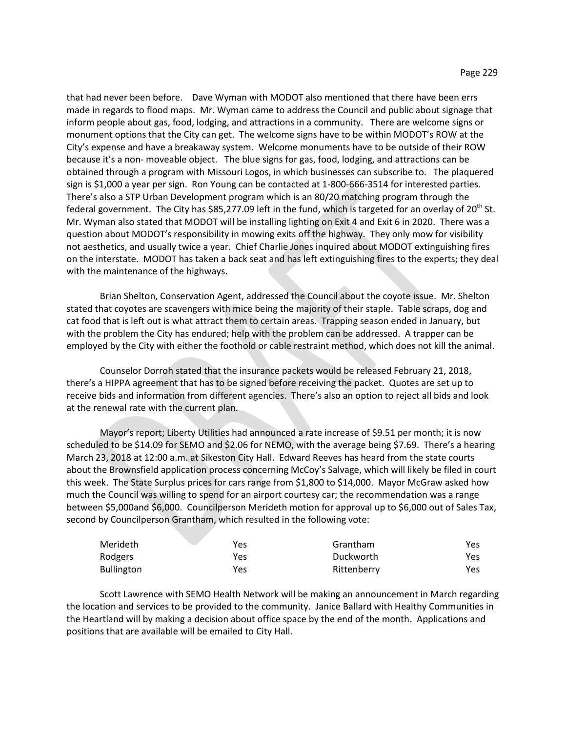that had never been before. Dave Wyman with MODOT also mentioned that there have been errs made in regards to flood maps. Mr. Wyman came to address the Council and public about signage that inform people about gas, food, lodging, and attractions in a community. There are welcome signs or monument options that the City can get. The welcome signs have to be within MODOT's ROW at the City's expense and have a breakaway system. Welcome monuments have to be outside of their ROW because it's a non- moveable object. The blue signs for gas, food, lodging, and attractions can be obtained through a program with Missouri Logos, in which businesses can subscribe to. The plaquered sign is $1,000 a year per sign. Ron Young can be contacted at 1-800-666-3514 for interested parties. There's also a STP Urban Development program which is an 80/20 matching program through the federal government. The City has $85,277.09 left in the fund, which is targeted for an overlay of 20th St. Mr. Wyman also stated that MODOT will be installing lighting on Exit 4 and Exit 6 in 2020. There was a question about MODOT's responsibility in mowing exits off the highway. They only mow for visibility not aesthetics, and usually twice a year. Chief Charlie Jones inquired about MODOT extinguishing fires on the interstate. MODOT has taken a back seat and has left extinguishing fires to the experts; they deal with the maintenance of the highways.

Brian Shelton, Conservation Agent, addressed the Council about the coyote issue. Mr. Shelton stated that coyotes are scavengers with mice being the majority of their staple. Table scraps, dog and cat food that is left out is what attract them to certain areas. Trapping season ended in January, but with the problem the City has endured; help with the problem can be addressed. A trapper can be employed by the City with either the foothold or cable restraint method, which does not kill the animal.

Counselor Dorroh stated that the insurance packets would be released February 21, 2018, there's a HIPPA agreement that has to be signed before receiving the packet. Quotes are set up to receive bids and information from different agencies. There's also an option to reject all bids and look at the renewal rate with the current plan.

Mayor's report; Liberty Utilities had announced a rate increase of $9.51 per month; it is now scheduled to be $14.09 for SEMO and $2.06 for NEMO, with the average being $7.69. There's a hearing March 23, 2018 at 12:00 a.m. at Sikeston City Hall. Edward Reeves has heard from the state courts about the Brownsfield application process concerning McCoy's Salvage, which will likely be filed in court this week. The State Surplus prices for cars range from $1,800 to $14,000. Mayor McGraw asked how much the Council was willing to spend for an airport courtesy car; the recommendation was a range between $5,000and $6,000. Councilperson Merideth motion for approval up to $6,000 out of Sales Tax, second by Councilperson Grantham, which resulted in the following vote:

| | | | |
|---|---|---|---|
| Merideth | Yes | Grantham | Yes |
| Rodgers | Yes | Duckworth | Yes |
| Bullington | Yes | Rittenberry | Yes |

Scott Lawrence with SEMO Health Network will be making an announcement in March regarding the location and services to be provided to the community. Janice Ballard with Healthy Communities in the Heartland will by making a decision about office space by the end of the month. Applications and positions that are available will be emailed to City Hall.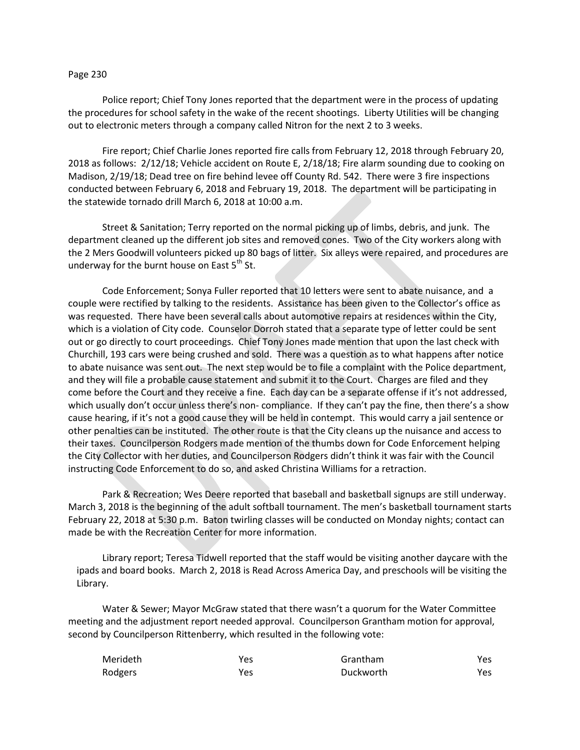Police report; Chief Tony Jones reported that the department were in the process of updating the procedures for school safety in the wake of the recent shootings. Liberty Utilities will be changing out to electronic meters through a company called Nitron for the next 2 to 3 weeks.

Fire report; Chief Charlie Jones reported fire calls from February 12, 2018 through February 20, 2018 as follows: 2/12/18; Vehicle accident on Route E, 2/18/18; Fire alarm sounding due to cooking on Madison, 2/19/18; Dead tree on fire behind levee off County Rd. 542. There were 3 fire inspections conducted between February 6, 2018 and February 19, 2018. The department will be participating in the statewide tornado drill March 6, 2018 at 10:00 a.m.

Street & Sanitation; Terry reported on the normal picking up of limbs, debris, and junk. The department cleaned up the different job sites and removed cones. Two of the City workers along with the 2 Mers Goodwill volunteers picked up 80 bags of litter. Six alleys were repaired, and procedures are underway for the burnt house on East 5th St.

Code Enforcement; Sonya Fuller reported that 10 letters were sent to abate nuisance, and a couple were rectified by talking to the residents. Assistance has been given to the Collector's office as was requested. There have been several calls about automotive repairs at residences within the City, which is a violation of City code. Counselor Dorroh stated that a separate type of letter could be sent out or go directly to court proceedings. Chief Tony Jones made mention that upon the last check with Churchill, 193 cars were being crushed and sold. There was a question as to what happens after notice to abate nuisance was sent out. The next step would be to file a complaint with the Police department, and they will file a probable cause statement and submit it to the Court. Charges are filed and they come before the Court and they receive a fine. Each day can be a separate offense if it's not addressed, which usually don't occur unless there's non- compliance. If they can't pay the fine, then there's a show cause hearing, if it's not a good cause they will be held in contempt. This would carry a jail sentence or other penalties can be instituted. The other route is that the City cleans up the nuisance and access to their taxes. Councilperson Rodgers made mention of the thumbs down for Code Enforcement helping the City Collector with her duties, and Councilperson Rodgers didn't think it was fair with the Council instructing Code Enforcement to do so, and asked Christina Williams for a retraction.

Park & Recreation; Wes Deere reported that baseball and basketball signups are still underway. March 3, 2018 is the beginning of the adult softball tournament. The men's basketball tournament starts February 22, 2018 at 5:30 p.m. Baton twirling classes will be conducted on Monday nights; contact can made be with the Recreation Center for more information.

Library report; Teresa Tidwell reported that the staff would be visiting another daycare with the ipads and board books. March 2, 2018 is Read Across America Day, and preschools will be visiting the Library.

Water & Sewer; Mayor McGraw stated that there wasn't a quorum for the Water Committee meeting and the adjustment report needed approval. Councilperson Grantham motion for approval, second by Councilperson Rittenberry, which resulted in the following vote:

| | | | |
|---|---|---|---|
| Merideth | Yes | Grantham | Yes |
| Rodgers | Yes | Duckworth | Yes |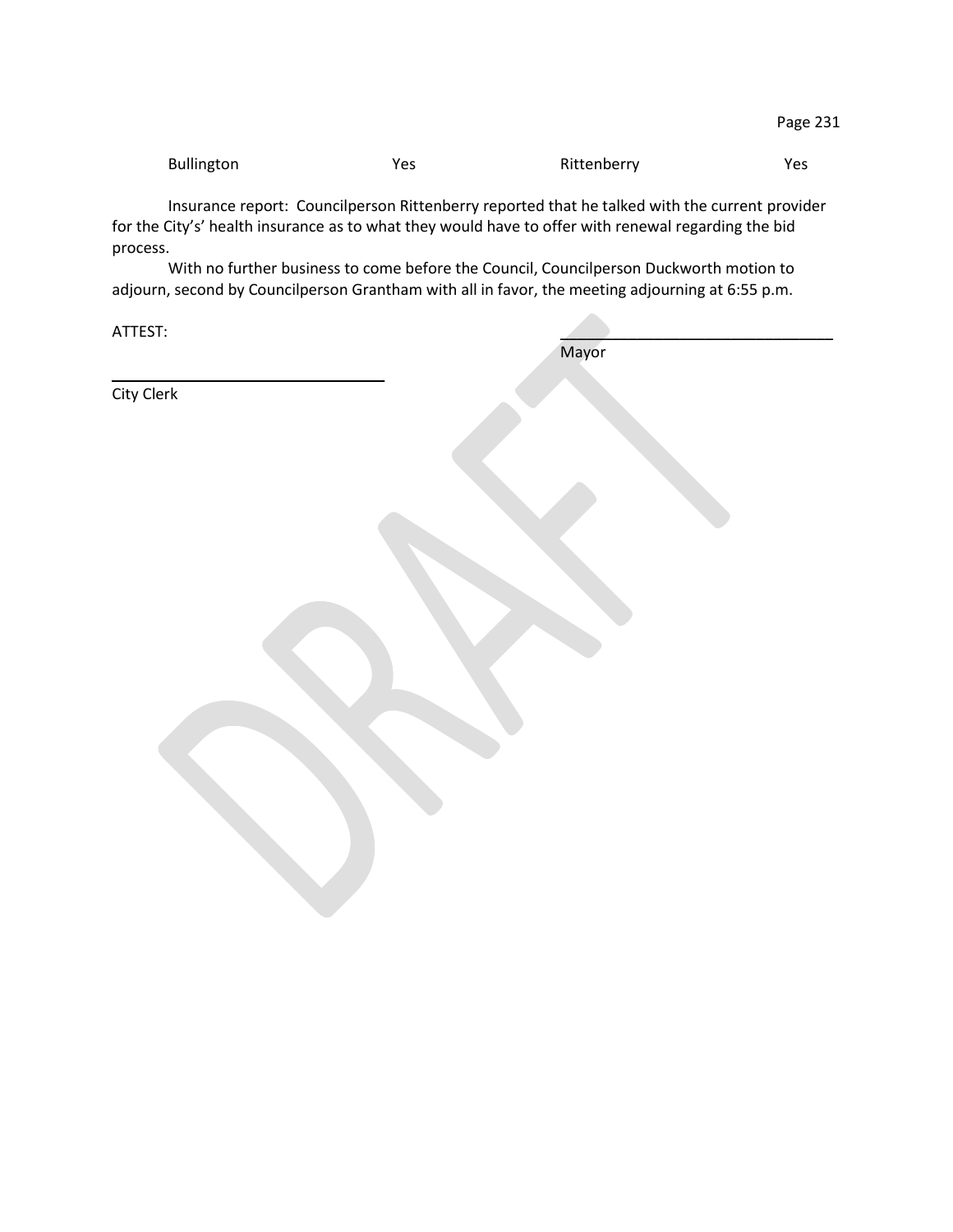| | | | |
|---|---|---|---|
| Bullington | Yes | Rittenberry | Yes |

Insurance report: Councilperson Rittenberry reported that he talked with the current provider for the City's' health insurance as to what they would have to offer with renewal regarding the bid process.

With no further business to come before the Council, Councilperson Duckworth motion to adjourn, second by Councilperson Grantham with all in favor, the meeting adjourning at 6:55 p.m.

ATTEST:

\_\_\_\_\_\_\_\_\_\_\_\_\_\_\_\_\_\_\_\_\_\_\_\_\_\_\_\_\_\_\_\_
Mayor

\_\_\_\_\_\_\_\_\_\_\_\_\_\_\_\_\_\_\_\_\_\_\_\_\_\_\_\_\_\_\_\_
City Clerk

DRAFT